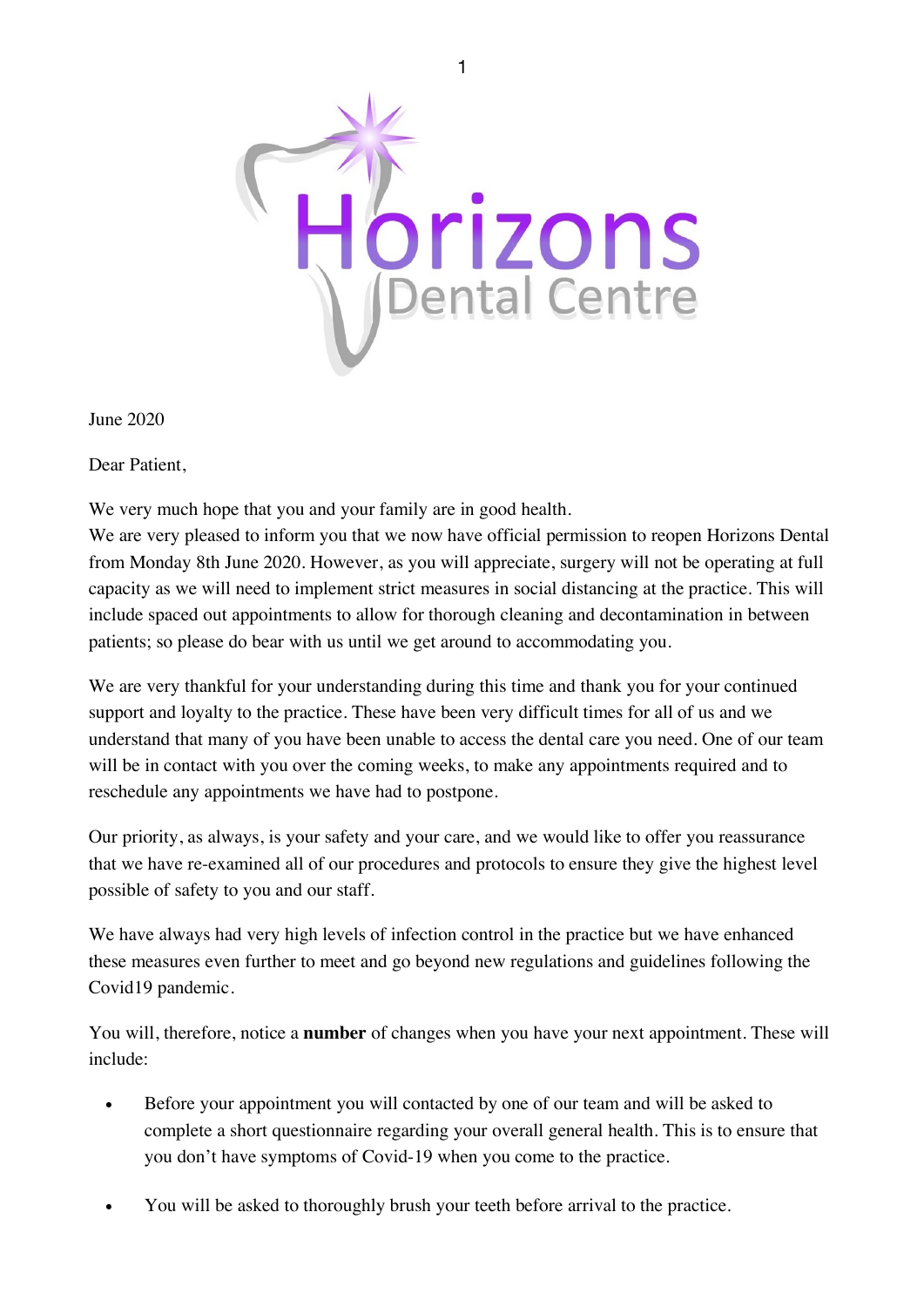# Horizons Dental Centre

June 2020

Dear Patient,

We very much hope that you and your family are in good health.
We are very pleased to inform you that we now have official permission to reopen Horizons Dental from Monday 8th June 2020. However, as you will appreciate, surgery will not be operating at full capacity as we will need to implement strict measures in social distancing at the practice. This will include spaced out appointments to allow for thorough cleaning and decontamination in between patients; so please do bear with us until we get around to accommodating you.

We are very thankful for your understanding during this time and thank you for your continued support and loyalty to the practice. These have been very difficult times for all of us and we understand that many of you have been unable to access the dental care you need. One of our team will be in contact with you over the coming weeks, to make any appointments required and to reschedule any appointments we have had to postpone.

Our priority, as always, is your safety and your care, and we would like to offer you reassurance that we have re-examined all of our procedures and protocols to ensure they give the highest level possible of safety to you and our staff.

We have always had very high levels of infection control in the practice but we have enhanced these measures even further to meet and go beyond new regulations and guidelines following the Covid19 pandemic.

You will, therefore, notice a **number** of changes when you have your next appointment. These will include:

- Before your appointment you will contacted by one of our team and will be asked to complete a short questionnaire regarding your overall general health. This is to ensure that you don't have symptoms of Covid-19 when you come to the practice.

- You will be asked to thoroughly brush your teeth before arrival to the practice.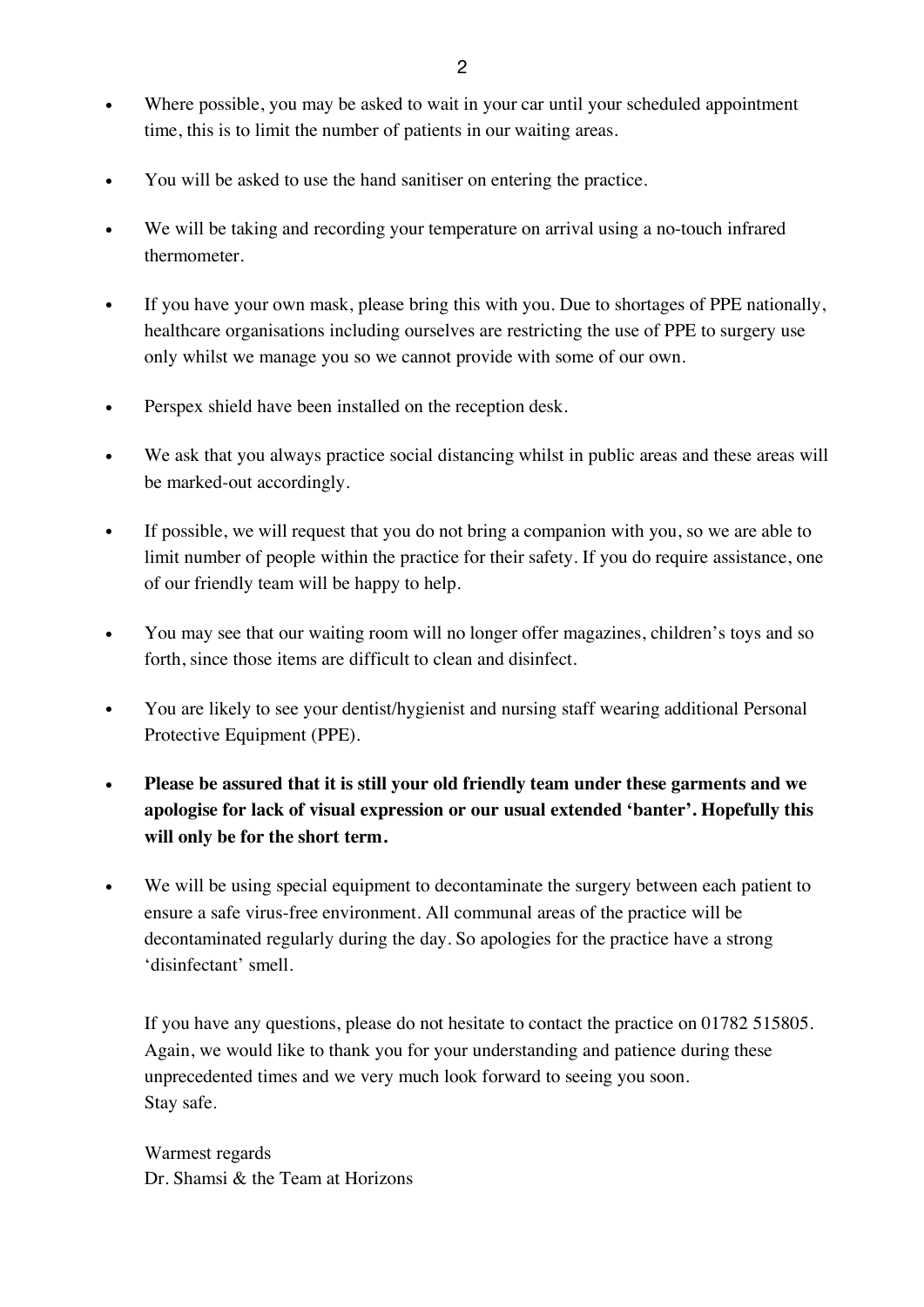- Where possible, you may be asked to wait in your car until your scheduled appointment time, this is to limit the number of patients in our waiting areas.
- You will be asked to use the hand sanitiser on entering the practice.
- We will be taking and recording your temperature on arrival using a no-touch infrared thermometer.
- If you have your own mask, please bring this with you. Due to shortages of PPE nationally, healthcare organisations including ourselves are restricting the use of PPE to surgery use only whilst we manage you so we cannot provide with some of our own.
- Perspex shield have been installed on the reception desk.
- We ask that you always practice social distancing whilst in public areas and these areas will be marked-out accordingly.
- If possible, we will request that you do not bring a companion with you, so we are able to limit number of people within the practice for their safety. If you do require assistance, one of our friendly team will be happy to help.
- You may see that our waiting room will no longer offer magazines, children's toys and so forth, since those items are difficult to clean and disinfect.
- You are likely to see your dentist/hygienist and nursing staff wearing additional Personal Protective Equipment (PPE).
- **Please be assured that it is still your old friendly team under these garments and we apologise for lack of visual expression or our usual extended 'banter'. Hopefully this will only be for the short term.**
- We will be using special equipment to decontaminate the surgery between each patient to ensure a safe virus-free environment. All communal areas of the practice will be decontaminated regularly during the day. So apologies for the practice have a strong 'disinfectant' smell.

If you have any questions, please do not hesitate to contact the practice on 01782 515805. Again, we would like to thank you for your understanding and patience during these unprecedented times and we very much look forward to seeing you soon.
Stay safe.

Warmest regards
Dr. Shamsi & the Team at Horizons